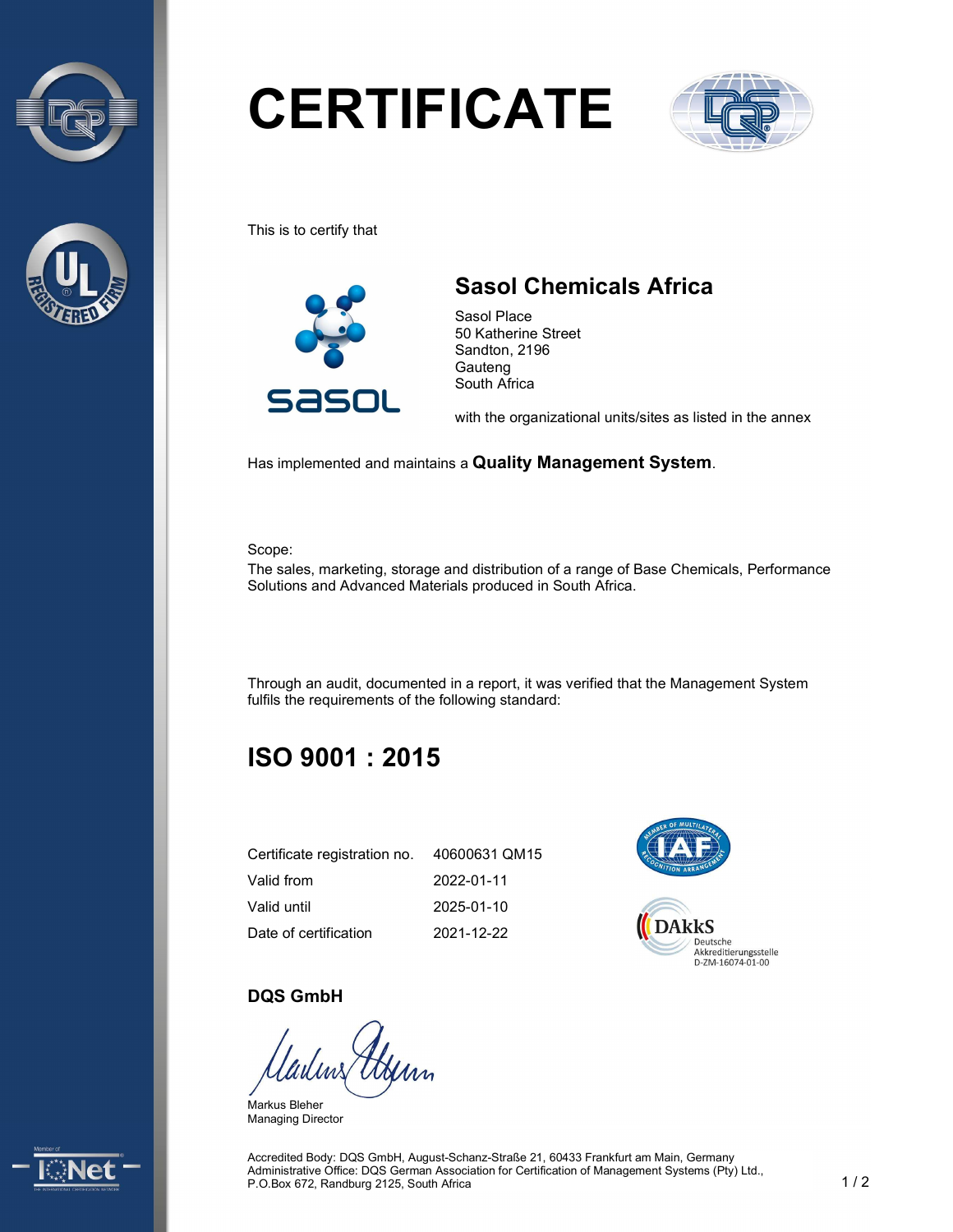# CERTIFICATE

This is to certify that

## Sasol Chemicals Africa

Sasol Place
50 Katherine Street
Sandton, 2196
Gauteng
South Africa

with the organizational units/sites as listed in the annex

Has implemented and maintains a **Quality Management System**.

Scope:
The sales, marketing, storage and distribution of a range of Base Chemicals, Performance Solutions and Advanced Materials produced in South Africa.

Through an audit, documented in a report, it was verified that the Management System fulfils the requirements of the following standard:

## ISO 9001 : 2015

| | |
|---|---|
| Certificate registration no. | 40600631 QM15 |
| Valid from | 2022-01-11 |
| Valid until | 2025-01-10 |
| Date of certification | 2021-12-22 |

DAkkS
Deutsche
Akkreditierungsstelle
D-ZM-16074-01-00

**DQS GmbH**

Markus Bleher
Managing Director

Accredited Body: DQS GmbH, August-Schanz-Straße 21, 60433 Frankfurt am Main, Germany
Administrative Office: DQS German Association for Certification of Management Systems (Pty) Ltd., P.O.Box 672, Randburg 2125, South Africa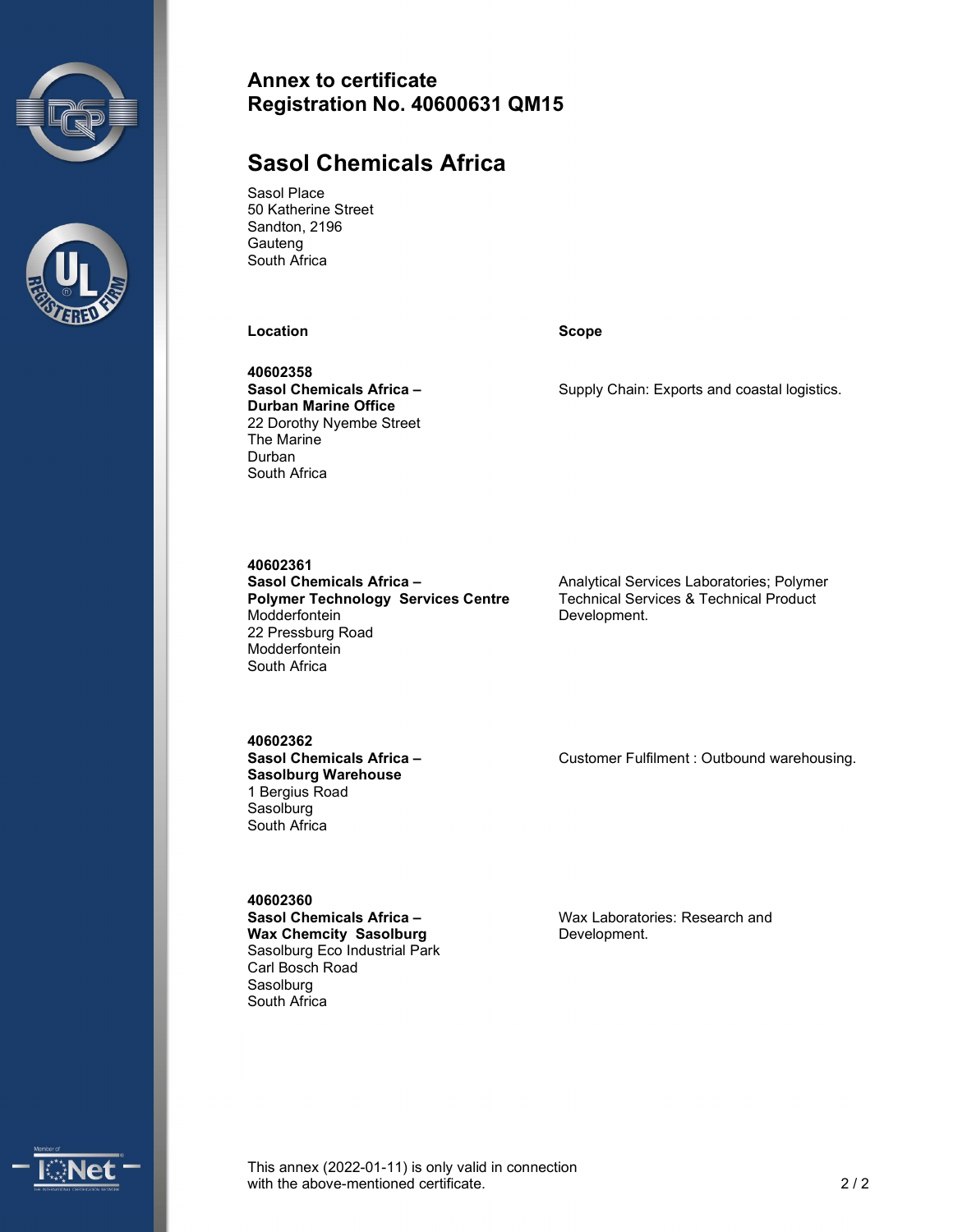# Annex to certificate
# Registration No. 40600631 QM15

## Sasol Chemicals Africa

Sasol Place
50 Katherine Street
Sandton, 2196
Gauteng
South Africa

| Location | Scope |
|---|---|
| **40602358**<br>**Sasol Chemicals Africa – Durban Marine Office**<br>22 Dorothy Nyembe Street<br>The Marine<br>Durban<br>South Africa | Supply Chain: Exports and coastal logistics. |
| **40602361**<br>**Sasol Chemicals Africa – Polymer Technology Services Centre**<br>Modderfontein<br>22 Pressburg Road<br>Modderfontein<br>South Africa | Analytical Services Laboratories; Polymer Technical Services & Technical Product Development. |
| **40602362**<br>**Sasol Chemicals Africa – Sasolburg Warehouse**<br>1 Bergius Road<br>Sasolburg<br>South Africa | Customer Fulfilment : Outbound warehousing. |
| **40602360**<br>**Sasol Chemicals Africa – Wax Chemcity Sasolburg**<br>Sasolburg Eco Industrial Park<br>Carl Bosch Road<br>Sasolburg<br>South Africa | Wax Laboratories: Research and Development. |

This annex (2022-01-11) is only valid in connection with the above-mentioned certificate.